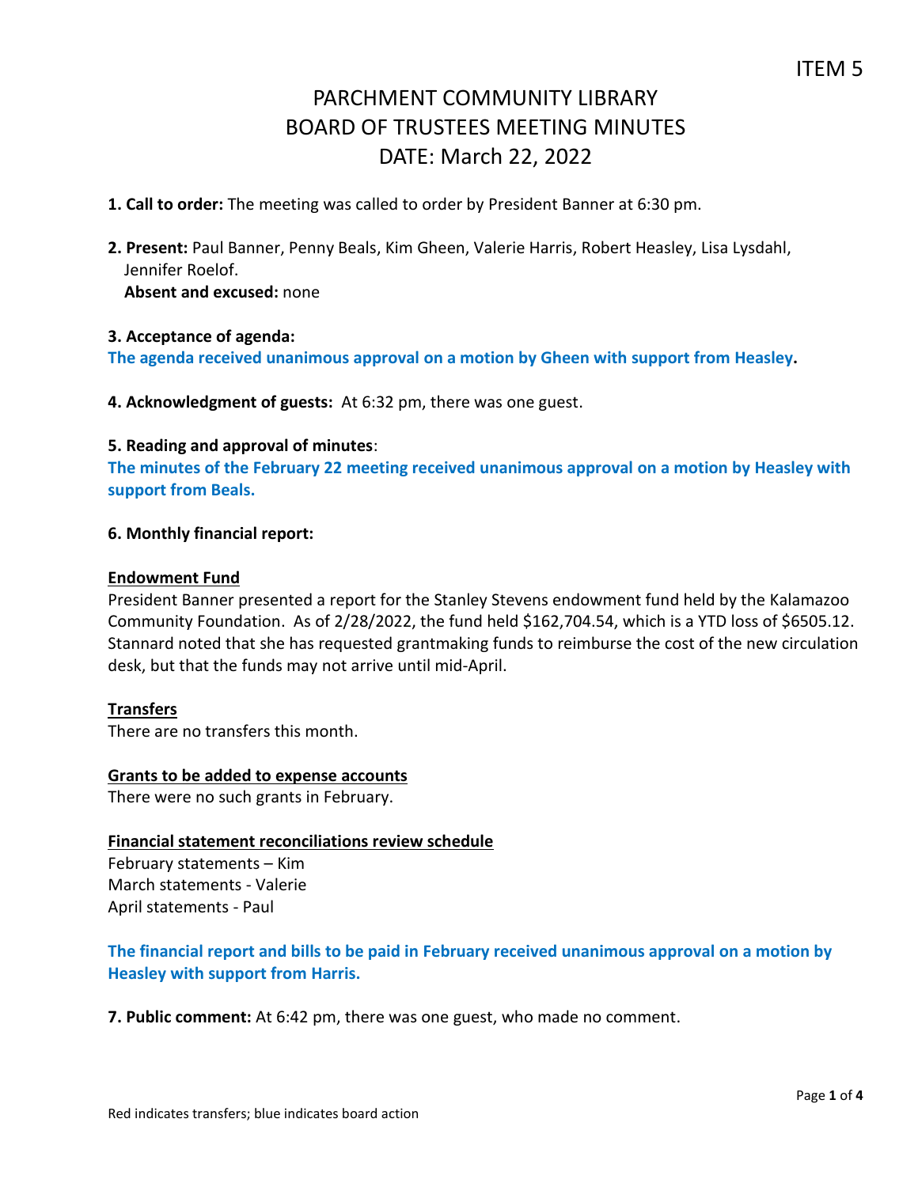ITEM 5

# PARCHMENT COMMUNITY LIBRARY
# BOARD OF TRUSTEES MEETING MINUTES
# DATE: March 22, 2022

**1. Call to order:** The meeting was called to order by President Banner at 6:30 pm.

**2. Present:** Paul Banner, Penny Beals, Kim Gheen, Valerie Harris, Robert Heasley, Lisa Lysdahl, Jennifer Roelof.
**Absent and excused:** none

**3. Acceptance of agenda:**
**The agenda received unanimous approval on a motion by Gheen with support from Heasley.**

**4. Acknowledgment of guests:** At 6:32 pm, there was one guest.

**5. Reading and approval of minutes**:
**The minutes of the February 22 meeting received unanimous approval on a motion by Heasley with support from Beals.**

**6. Monthly financial report:**

<u>**Endowment Fund**</u>
President Banner presented a report for the Stanley Stevens endowment fund held by the Kalamazoo Community Foundation. As of 2/28/2022, the fund held $162,704.54, which is a YTD loss of $6505.12. Stannard noted that she has requested grantmaking funds to reimburse the cost of the new circulation desk, but that the funds may not arrive until mid-April.

<u>**Transfers**</u>
There are no transfers this month.

<u>**Grants to be added to expense accounts**</u>
There were no such grants in February.

<u>**Financial statement reconciliations review schedule**</u>
February statements – Kim
March statements - Valerie
April statements - Paul

**The financial report and bills to be paid in February received unanimous approval on a motion by Heasley with support from Harris.**

**7. Public comment:** At 6:42 pm, there was one guest, who made no comment.

Red indicates transfers; blue indicates board action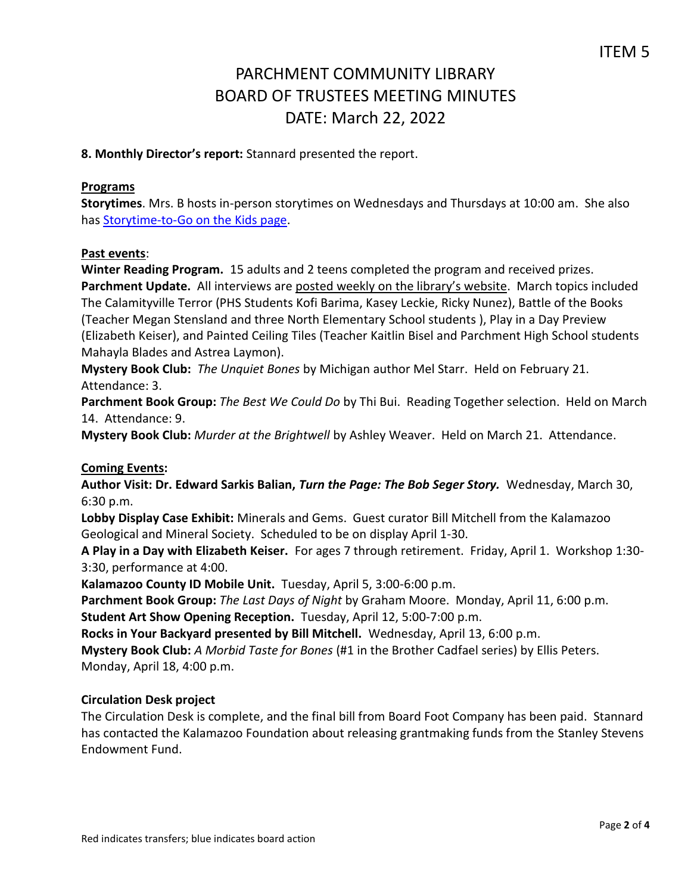# PARCHMENT COMMUNITY LIBRARY
# BOARD OF TRUSTEES MEETING MINUTES
# DATE: March 22, 2022

ITEM 5

**8. Monthly Director's report:** Stannard presented the report.

**Programs**

**Storytimes**. Mrs. B hosts in-person storytimes on Wednesdays and Thursdays at 10:00 am. She also has Storytime-to-Go on the Kids page.

**Past events**:

**Winter Reading Program.** 15 adults and 2 teens completed the program and received prizes.
**Parchment Update.** All interviews are posted weekly on the library's website. March topics included The Calamityville Terror (PHS Students Kofi Barima, Kasey Leckie, Ricky Nunez), Battle of the Books (Teacher Megan Stensland and three North Elementary School students ), Play in a Day Preview (Elizabeth Keiser), and Painted Ceiling Tiles (Teacher Kaitlin Bisel and Parchment High School students Mahayla Blades and Astrea Laymon).
**Mystery Book Club:** *The Unquiet Bones* by Michigan author Mel Starr. Held on February 21. Attendance: 3.
**Parchment Book Group:** *The Best We Could Do* by Thi Bui. Reading Together selection. Held on March 14. Attendance: 9.
**Mystery Book Club:** *Murder at the Brightwell* by Ashley Weaver. Held on March 21. Attendance.

**Coming Events:**

**Author Visit: Dr. Edward Sarkis Balian, *Turn the Page: The Bob Seger Story.*** Wednesday, March 30, 6:30 p.m.
**Lobby Display Case Exhibit:** Minerals and Gems. Guest curator Bill Mitchell from the Kalamazoo Geological and Mineral Society. Scheduled to be on display April 1-30.
**A Play in a Day with Elizabeth Keiser.** For ages 7 through retirement. Friday, April 1. Workshop 1:30-3:30, performance at 4:00.
**Kalamazoo County ID Mobile Unit.** Tuesday, April 5, 3:00-6:00 p.m.
**Parchment Book Group:** *The Last Days of Night* by Graham Moore. Monday, April 11, 6:00 p.m.
**Student Art Show Opening Reception.** Tuesday, April 12, 5:00-7:00 p.m.
**Rocks in Your Backyard presented by Bill Mitchell.** Wednesday, April 13, 6:00 p.m.
**Mystery Book Club:** *A Morbid Taste for Bones* (#1 in the Brother Cadfael series) by Ellis Peters. Monday, April 18, 4:00 p.m.

**Circulation Desk project**

The Circulation Desk is complete, and the final bill from Board Foot Company has been paid. Stannard has contacted the Kalamazoo Foundation about releasing grantmaking funds from the Stanley Stevens Endowment Fund.

Red indicates transfers; blue indicates board action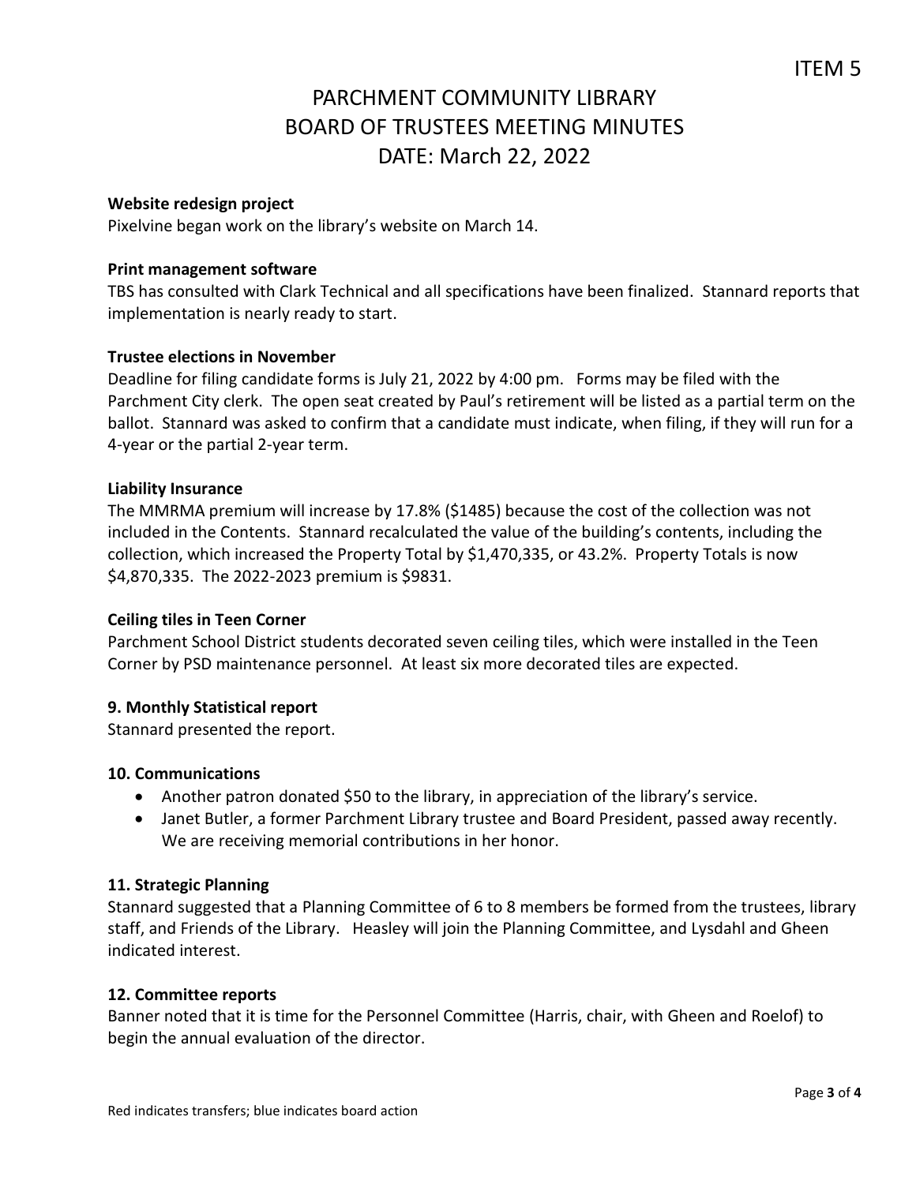ITEM 5

# PARCHMENT COMMUNITY LIBRARY
# BOARD OF TRUSTEES MEETING MINUTES
# DATE: March 22, 2022

**Website redesign project**

Pixelvine began work on the library's website on March 14.

**Print management software**

TBS has consulted with Clark Technical and all specifications have been finalized. Stannard reports that implementation is nearly ready to start.

**Trustee elections in November**

Deadline for filing candidate forms is July 21, 2022 by 4:00 pm. Forms may be filed with the Parchment City clerk. The open seat created by Paul's retirement will be listed as a partial term on the ballot. Stannard was asked to confirm that a candidate must indicate, when filing, if they will run for a 4-year or the partial 2-year term.

**Liability Insurance**

The MMRMA premium will increase by 17.8% ($1485) because the cost of the collection was not included in the Contents. Stannard recalculated the value of the building's contents, including the collection, which increased the Property Total by $1,470,335, or 43.2%. Property Totals is now $4,870,335. The 2022-2023 premium is $9831.

**Ceiling tiles in Teen Corner**

Parchment School District students decorated seven ceiling tiles, which were installed in the Teen Corner by PSD maintenance personnel. At least six more decorated tiles are expected.

**9. Monthly Statistical report**

Stannard presented the report.

**10. Communications**

- Another patron donated $50 to the library, in appreciation of the library's service.
- Janet Butler, a former Parchment Library trustee and Board President, passed away recently. We are receiving memorial contributions in her honor.

**11. Strategic Planning**

Stannard suggested that a Planning Committee of 6 to 8 members be formed from the trustees, library staff, and Friends of the Library. Heasley will join the Planning Committee, and Lysdahl and Gheen indicated interest.

**12. Committee reports**

Banner noted that it is time for the Personnel Committee (Harris, chair, with Gheen and Roelof) to begin the annual evaluation of the director.

Red indicates transfers; blue indicates board action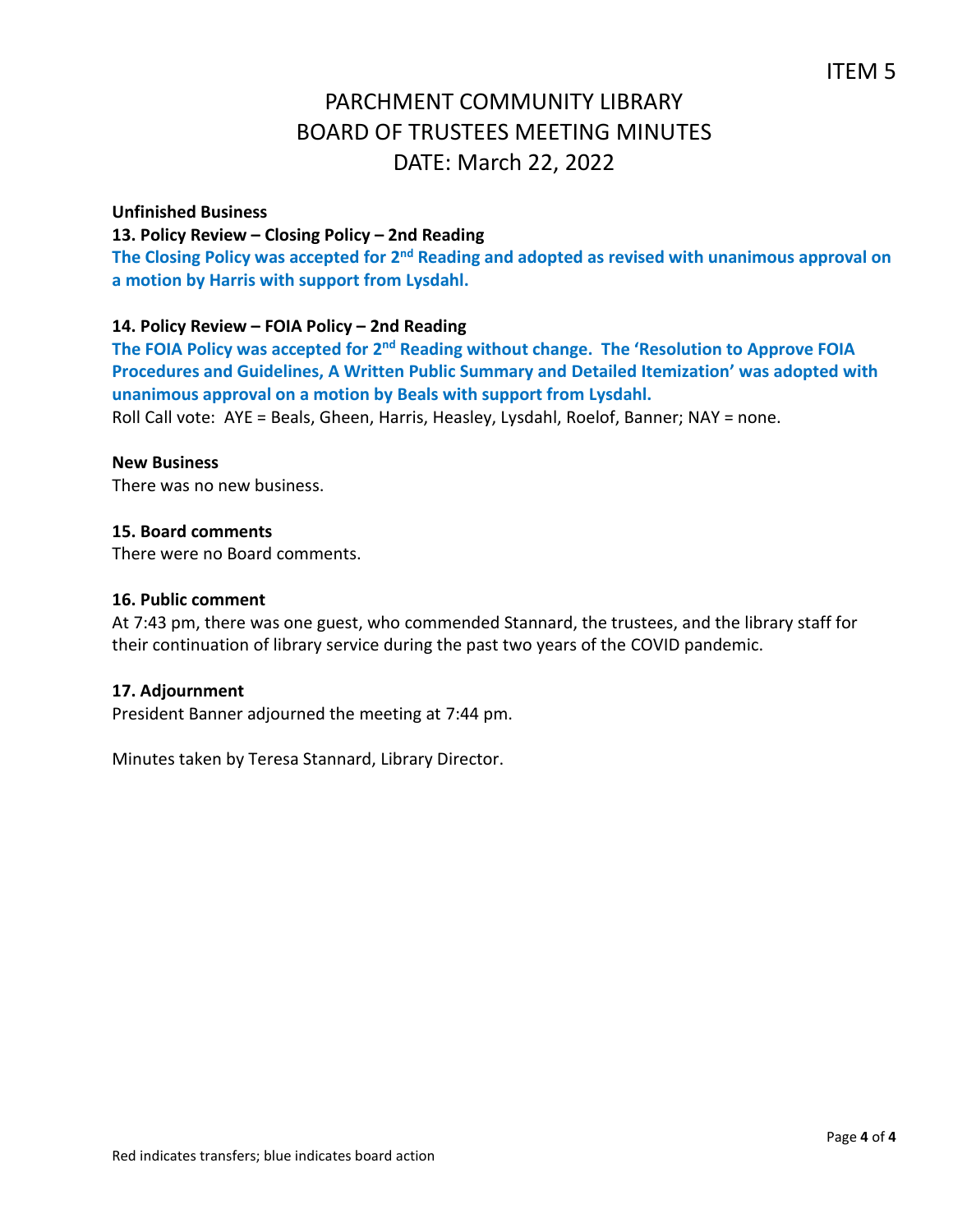# PARCHMENT COMMUNITY LIBRARY
# BOARD OF TRUSTEES MEETING MINUTES
# DATE: March 22, 2022

**Unfinished Business**

**13. Policy Review – Closing Policy – 2nd Reading**

**The Closing Policy was accepted for 2nd Reading and adopted as revised with unanimous approval on a motion by Harris with support from Lysdahl.**

**14. Policy Review – FOIA Policy – 2nd Reading**

**The FOIA Policy was accepted for 2nd Reading without change. The 'Resolution to Approve FOIA Procedures and Guidelines, A Written Public Summary and Detailed Itemization' was adopted with unanimous approval on a motion by Beals with support from Lysdahl.**

Roll Call vote: AYE = Beals, Gheen, Harris, Heasley, Lysdahl, Roelof, Banner; NAY = none.

**New Business**

There was no new business.

**15. Board comments**

There were no Board comments.

**16. Public comment**

At 7:43 pm, there was one guest, who commended Stannard, the trustees, and the library staff for their continuation of library service during the past two years of the COVID pandemic.

**17. Adjournment**

President Banner adjourned the meeting at 7:44 pm.

Minutes taken by Teresa Stannard, Library Director.

Red indicates transfers; blue indicates board action